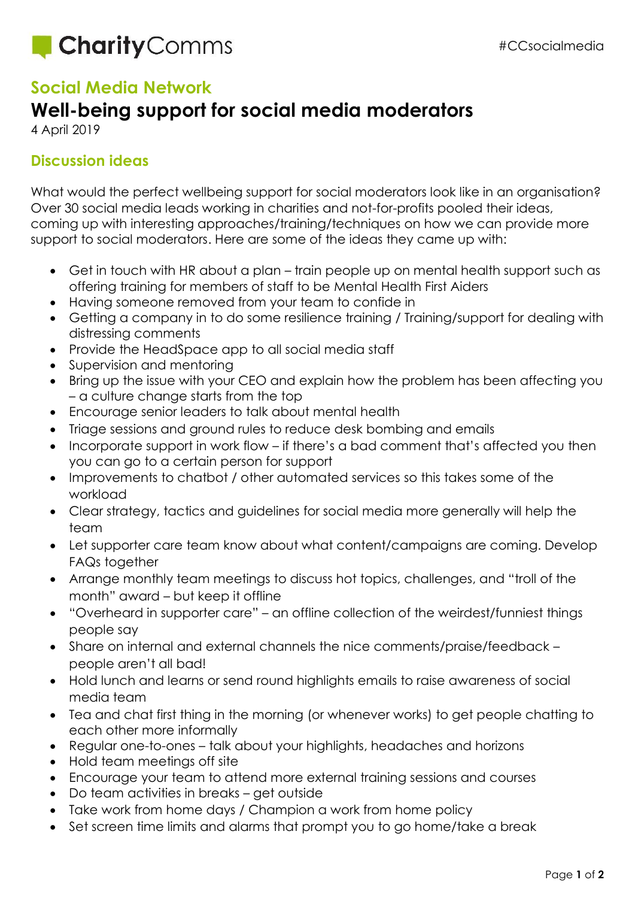CharityComms

#CCsocialmedia

## Social Media Network

# Well-being support for social media moderators

4 April 2019

## Discussion ideas

What would the perfect wellbeing support for social moderators look like in an organisation? Over 30 social media leads working in charities and not-for-profits pooled their ideas, coming up with interesting approaches/training/techniques on how we can provide more support to social moderators. Here are some of the ideas they came up with:

- Get in touch with HR about a plan – train people up on mental health support such as offering training for members of staff to be Mental Health First Aiders
- Having someone removed from your team to confide in
- Getting a company in to do some resilience training / Training/support for dealing with distressing comments
- Provide the HeadSpace app to all social media staff
- Supervision and mentoring
- Bring up the issue with your CEO and explain how the problem has been affecting you – a culture change starts from the top
- Encourage senior leaders to talk about mental health
- Triage sessions and ground rules to reduce desk bombing and emails
- Incorporate support in work flow – if there's a bad comment that's affected you then you can go to a certain person for support
- Improvements to chatbot / other automated services so this takes some of the workload
- Clear strategy, tactics and guidelines for social media more generally will help the team
- Let supporter care team know about what content/campaigns are coming. Develop FAQs together
- Arrange monthly team meetings to discuss hot topics, challenges, and "troll of the month" award – but keep it offline
- "Overheard in supporter care" – an offline collection of the weirdest/funniest things people say
- Share on internal and external channels the nice comments/praise/feedback – people aren't all bad!
- Hold lunch and learns or send round highlights emails to raise awareness of social media team
- Tea and chat first thing in the morning (or whenever works) to get people chatting to each other more informally
- Regular one-to-ones – talk about your highlights, headaches and horizons
- Hold team meetings off site
- Encourage your team to attend more external training sessions and courses
- Do team activities in breaks – get outside
- Take work from home days / Champion a work from home policy
- Set screen time limits and alarms that prompt you to go home/take a break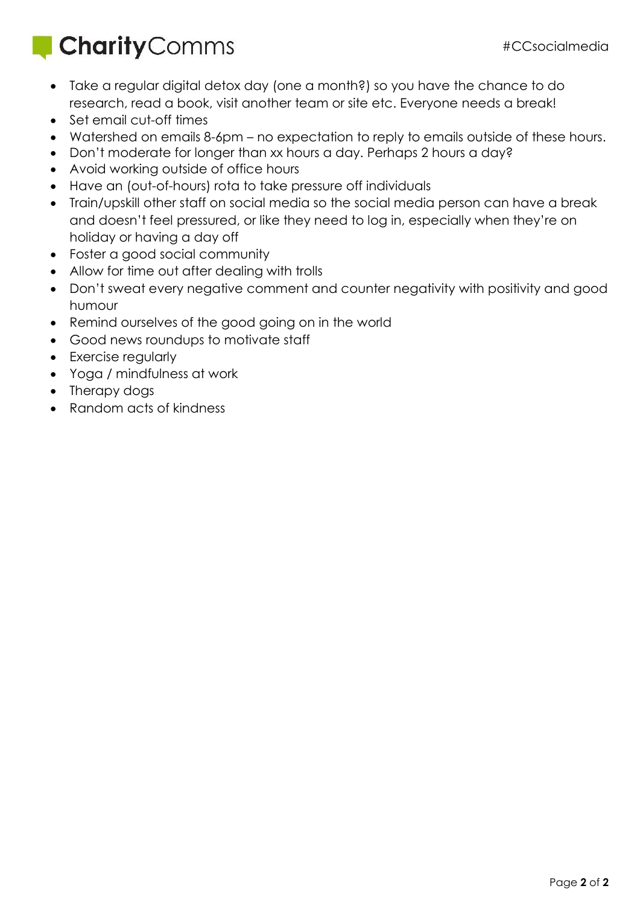- Take a regular digital detox day (one a month?) so you have the chance to do research, read a book, visit another team or site etc. Everyone needs a break!
- Set email cut-off times
- Watershed on emails 8-6pm – no expectation to reply to emails outside of these hours.
- Don't moderate for longer than xx hours a day. Perhaps 2 hours a day?
- Avoid working outside of office hours
- Have an (out-of-hours) rota to take pressure off individuals
- Train/upskill other staff on social media so the social media person can have a break and doesn't feel pressured, or like they need to log in, especially when they're on holiday or having a day off
- Foster a good social community
- Allow for time out after dealing with trolls
- Don't sweat every negative comment and counter negativity with positivity and good humour
- Remind ourselves of the good going on in the world
- Good news roundups to motivate staff
- Exercise regularly
- Yoga / mindfulness at work
- Therapy dogs
- Random acts of kindness